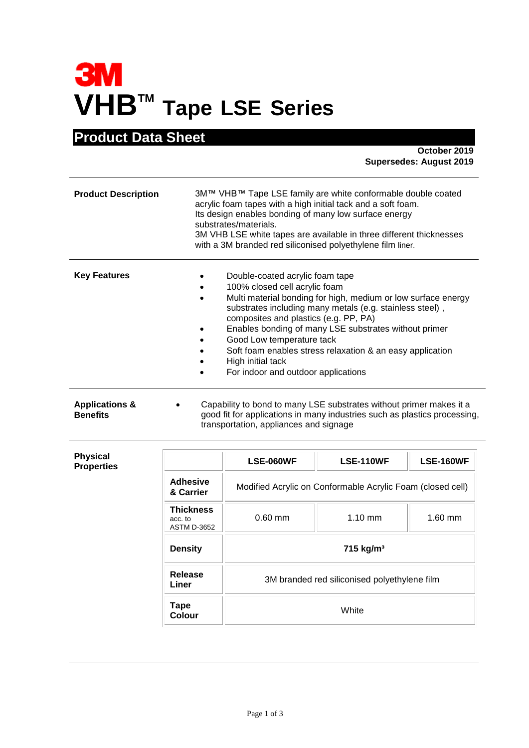3M

# VHB™ Tape LSE Series

## Product Data Sheet

**October 2019**
**Supersedes: August 2019**

---

**Product Description**

3M™ VHB™ Tape LSE family are white conformable double coated acrylic foam tapes with a high initial tack and a soft foam.
Its design enables bonding of many low surface energy substrates/materials.
3M VHB LSE white tapes are available in three different thicknesses with a 3M branded red siliconised polyethylene film liner.

---

**Key Features**

- Double-coated acrylic foam tape
- 100% closed cell acrylic foam
- Multi material bonding for high, medium or low surface energy substrates including many metals (e.g. stainless steel) , composites and plastics (e.g. PP, PA)
- Enables bonding of many LSE substrates without primer
- Good Low temperature tack
- Soft foam enables stress relaxation & an easy application
- High initial tack
- For indoor and outdoor applications

---

**Applications & Benefits**

- Capability to bond to many LSE substrates without primer makes it a good fit for applications in many industries such as plastics processing, transportation, appliances and signage

---

**Physical Properties**

| | LSE-060WF | LSE-110WF | LSE-160WF |
|---|---|---|---|
| **Adhesive & Carrier** | Modified Acrylic on Conformable Acrylic Foam (closed cell) | | |
| **Thickness** acc. to ASTM D-3652 | 0.60 mm | 1.10 mm | 1.60 mm |
| **Density** | **715 kg/m³** | | |
| **Release Liner** | 3M branded red siliconised polyethylene film | | |
| **Tape Colour** | White | | |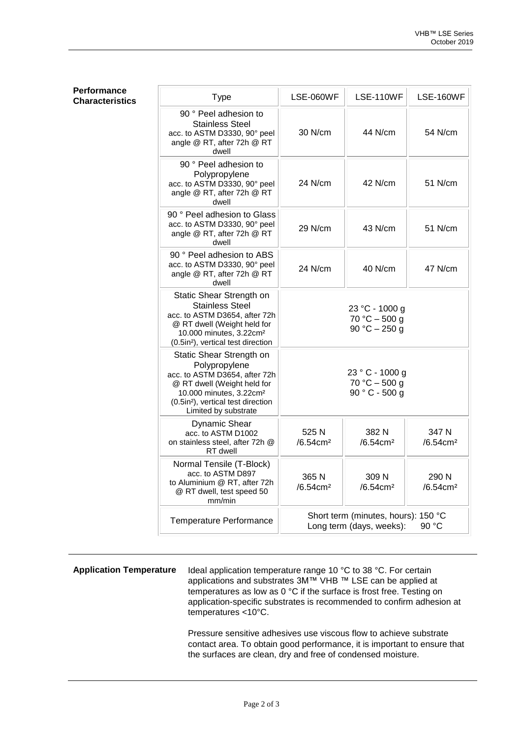## Performance Characteristics

| Type | LSE-060WF | LSE-110WF | LSE-160WF |
|---|---|---|---|
| 90 ° Peel adhesion to Stainless Steel acc. to ASTM D3330, 90° peel angle @ RT, after 72h @ RT dwell | 30 N/cm | 44 N/cm | 54 N/cm |
| 90 ° Peel adhesion to Polypropylene acc. to ASTM D3330, 90° peel angle @ RT, after 72h @ RT dwell | 24 N/cm | 42 N/cm | 51 N/cm |
| 90 ° Peel adhesion to Glass acc. to ASTM D3330, 90° peel angle @ RT, after 72h @ RT dwell | 29 N/cm | 43 N/cm | 51 N/cm |
| 90 ° Peel adhesion to ABS acc. to ASTM D3330, 90° peel angle @ RT, after 72h @ RT dwell | 24 N/cm | 40 N/cm | 47 N/cm |
| Static Shear Strength on Stainless Steel acc. to ASTM D3654, after 72h @ RT dwell (Weight held for 10.000 minutes, 3.22cm² (0.5in²), vertical test direction | 23 °C - 1000 g<br>70 °C – 500 g<br>90 °C – 250 g | | |
| Static Shear Strength on Polypropylene acc. to ASTM D3654, after 72h @ RT dwell (Weight held for 10.000 minutes, 3.22cm² (0.5in²), vertical test direction Limited by substrate | 23 ° C - 1000 g<br>70 °C – 500 g<br>90 ° C - 500 g | | |
| Dynamic Shear acc. to ASTM D1002 on stainless steel, after 72h @ RT dwell | 525 N /6.54cm² | 382 N /6.54cm² | 347 N /6.54cm² |
| Normal Tensile (T-Block) acc. to ASTM D897 to Aluminium @ RT, after 72h @ RT dwell, test speed 50 mm/min | 365 N /6.54cm² | 309 N /6.54cm² | 290 N /6.54cm² |
| Temperature Performance | Short term (minutes, hours): 150 °C<br>Long term (days, weeks): 90 °C | | |

## Application Temperature

Ideal application temperature range 10 °C to 38 °C. For certain applications and substrates 3M™ VHB ™ LSE can be applied at temperatures as low as 0 °C if the surface is frost free. Testing on application-specific substrates is recommended to confirm adhesion at temperatures <10°C.

Pressure sensitive adhesives use viscous flow to achieve substrate contact area. To obtain good performance, it is important to ensure that the surfaces are clean, dry and free of condensed moisture.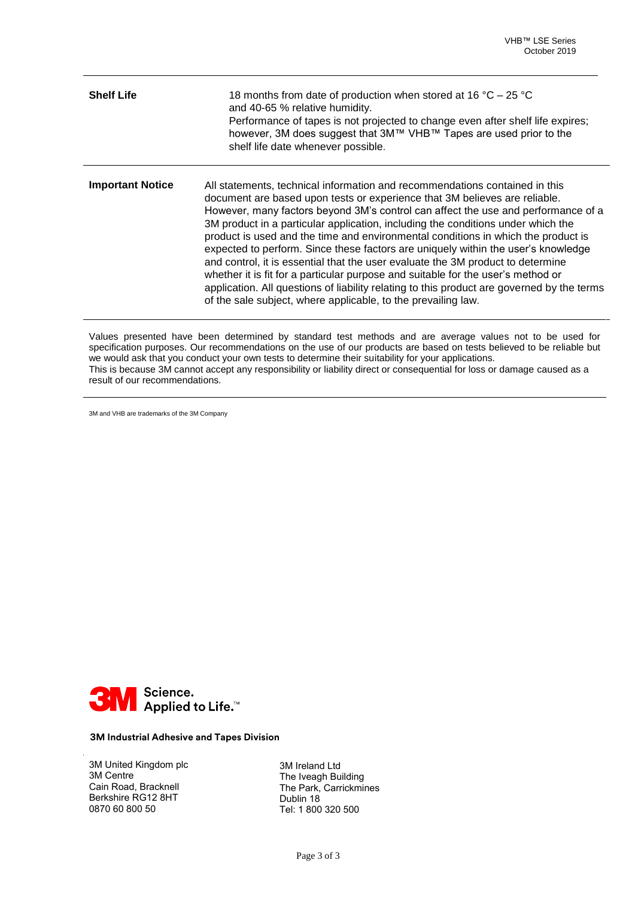| | |
|---|---|
| **Shelf Life** | 18 months from date of production when stored at 16 °C – 25 °C and 40-65 % relative humidity. Performance of tapes is not projected to change even after shelf life expires; however, 3M does suggest that 3M™ VHB™ Tapes are used prior to the shelf life date whenever possible. |
| **Important Notice** | All statements, technical information and recommendations contained in this document are based upon tests or experience that 3M believes are reliable. However, many factors beyond 3M's control can affect the use and performance of a 3M product in a particular application, including the conditions under which the product is used and the time and environmental conditions in which the product is expected to perform. Since these factors are uniquely within the user's knowledge and control, it is essential that the user evaluate the 3M product to determine whether it is fit for a particular purpose and suitable for the user's method or application. All questions of liability relating to this product are governed by the terms of the sale subject, where applicable, to the prevailing law. |

Values presented have been determined by standard test methods and are average values not to be used for specification purposes. Our recommendations on the use of our products are based on tests believed to be reliable but we would ask that you conduct your own tests to determine their suitability for your applications.
This is because 3M cannot accept any responsibility or liability direct or consequential for loss or damage caused as a result of our recommendations.

3M and VHB are trademarks of the 3M Company

3M Science. Applied to Life.™

**3M Industrial Adhesive and Tapes Division**

3M United Kingdom plc
3M Centre
Cain Road, Bracknell
Berkshire RG12 8HT
0870 60 800 50

3M Ireland Ltd
The Iveagh Building
The Park, Carrickmines
Dublin 18
Tel: 1 800 320 500